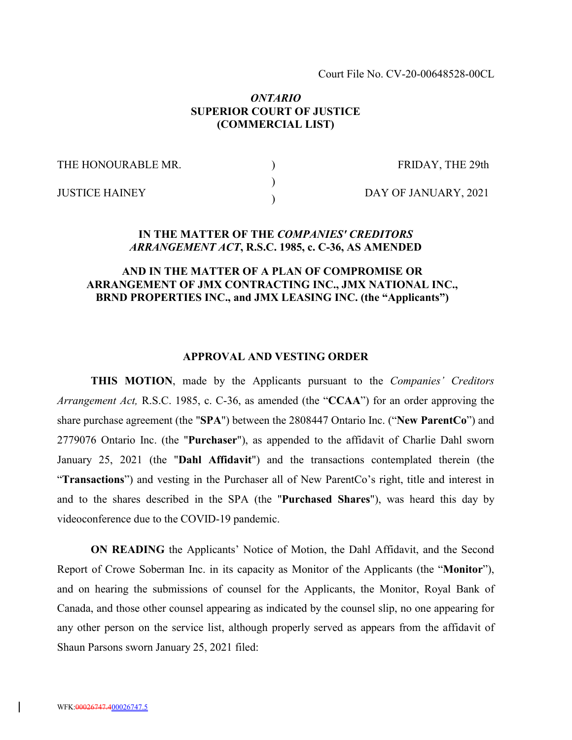Court File No. CV-20-00648528-00CL

*ONTARIO*
**SUPERIOR COURT OF JUSTICE**
**(COMMERCIAL LIST)**

| THE HONOURABLE MR. | ) | FRIDAY, THE 29th |
|---|---|---|
| | ) | |
| JUSTICE HAINEY | ) | DAY OF JANUARY, 2021 |

**IN THE MATTER OF THE *COMPANIES' CREDITORS ARRANGEMENT ACT*, R.S.C. 1985, c. C-36, AS AMENDED**

**AND IN THE MATTER OF A PLAN OF COMPROMISE OR ARRANGEMENT OF JMX CONTRACTING INC., JMX NATIONAL INC., BRND PROPERTIES INC., and JMX LEASING INC. (the "Applicants")**

**APPROVAL AND VESTING ORDER**

**THIS MOTION**, made by the Applicants pursuant to the *Companies' Creditors Arrangement Act,* R.S.C. 1985, c. C-36, as amended (the "**CCAA**") for an order approving the share purchase agreement (the "**SPA**") between the 2808447 Ontario Inc. ("**New ParentCo**") and 2779076 Ontario Inc. (the "**Purchaser**"), as appended to the affidavit of Charlie Dahl sworn January 25, 2021 (the "**Dahl Affidavit**") and the transactions contemplated therein (the "**Transactions**") and vesting in the Purchaser all of New ParentCo's right, title and interest in and to the shares described in the SPA (the "**Purchased Shares**"), was heard this day by videoconference due to the COVID-19 pandemic.

**ON READING** the Applicants' Notice of Motion, the Dahl Affidavit, and the Second Report of Crowe Soberman Inc. in its capacity as Monitor of the Applicants (the "**Monitor**"), and on hearing the submissions of counsel for the Applicants, the Monitor, Royal Bank of Canada, and those other counsel appearing as indicated by the counsel slip, no one appearing for any other person on the service list, although properly served as appears from the affidavit of Shaun Parsons sworn January 25, 2021 filed:

WFK:00026747.400026747.5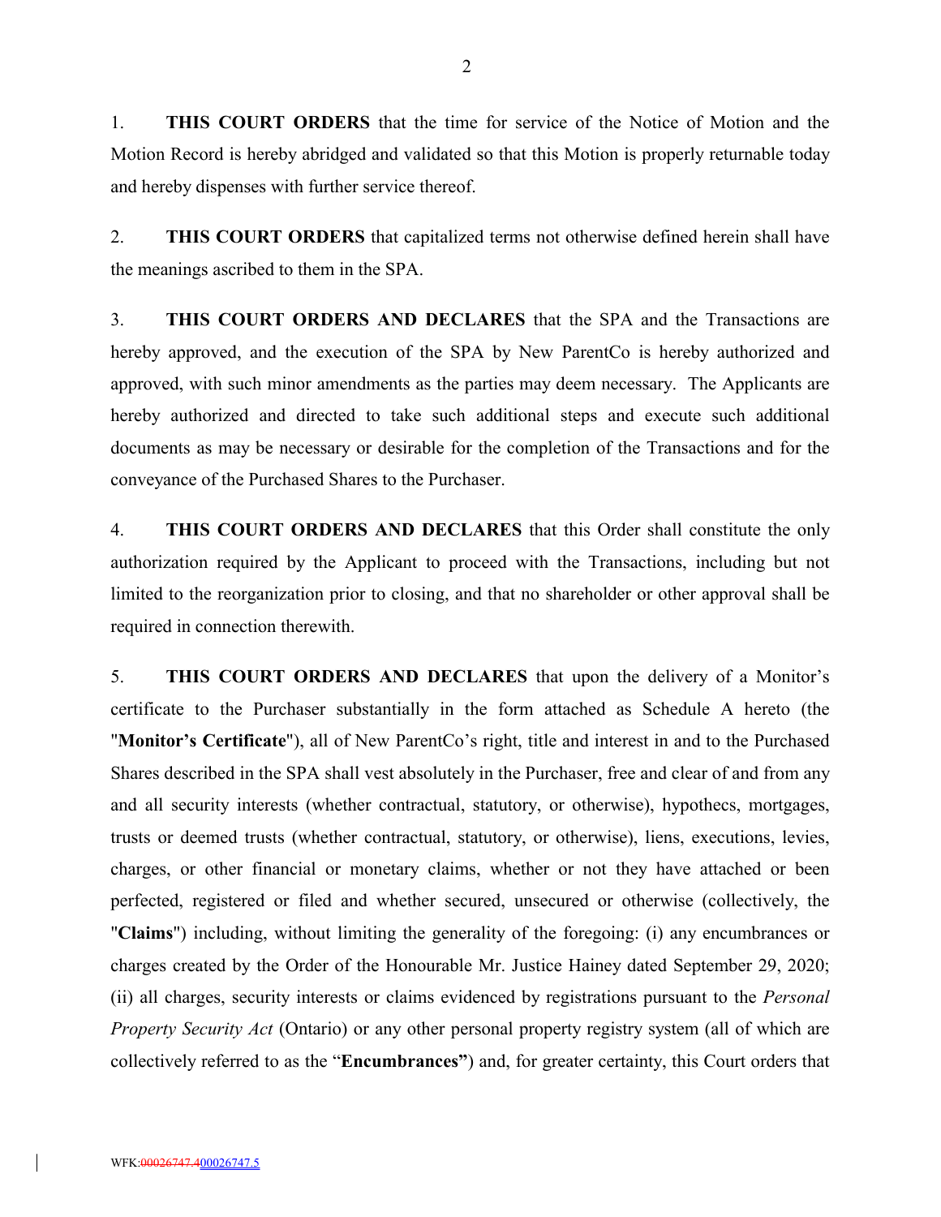1. **THIS COURT ORDERS** that the time for service of the Notice of Motion and the Motion Record is hereby abridged and validated so that this Motion is properly returnable today and hereby dispenses with further service thereof.

2. **THIS COURT ORDERS** that capitalized terms not otherwise defined herein shall have the meanings ascribed to them in the SPA.

3. **THIS COURT ORDERS AND DECLARES** that the SPA and the Transactions are hereby approved, and the execution of the SPA by New ParentCo is hereby authorized and approved, with such minor amendments as the parties may deem necessary. The Applicants are hereby authorized and directed to take such additional steps and execute such additional documents as may be necessary or desirable for the completion of the Transactions and for the conveyance of the Purchased Shares to the Purchaser.

4. **THIS COURT ORDERS AND DECLARES** that this Order shall constitute the only authorization required by the Applicant to proceed with the Transactions, including but not limited to the reorganization prior to closing, and that no shareholder or other approval shall be required in connection therewith.

5. **THIS COURT ORDERS AND DECLARES** that upon the delivery of a Monitor's certificate to the Purchaser substantially in the form attached as Schedule A hereto (the "**Monitor's Certificate**"), all of New ParentCo's right, title and interest in and to the Purchased Shares described in the SPA shall vest absolutely in the Purchaser, free and clear of and from any and all security interests (whether contractual, statutory, or otherwise), hypothecs, mortgages, trusts or deemed trusts (whether contractual, statutory, or otherwise), liens, executions, levies, charges, or other financial or monetary claims, whether or not they have attached or been perfected, registered or filed and whether secured, unsecured or otherwise (collectively, the "**Claims**") including, without limiting the generality of the foregoing: (i) any encumbrances or charges created by the Order of the Honourable Mr. Justice Hainey dated September 29, 2020; (ii) all charges, security interests or claims evidenced by registrations pursuant to the *Personal Property Security Act* (Ontario) or any other personal property registry system (all of which are collectively referred to as the "**Encumbrances**") and, for greater certainty, this Court orders that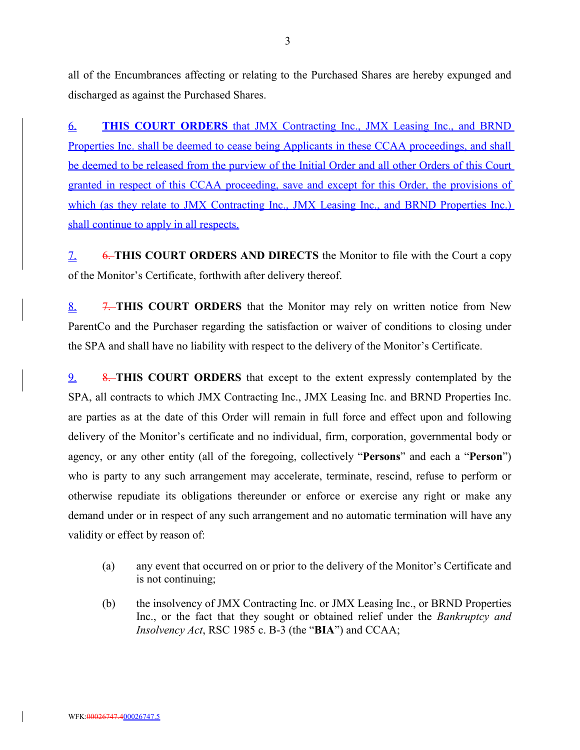all of the Encumbrances affecting or relating to the Purchased Shares are hereby expunged and discharged as against the Purchased Shares.

6. **THIS COURT ORDERS** that JMX Contracting Inc., JMX Leasing Inc., and BRND Properties Inc. shall be deemed to cease being Applicants in these CCAA proceedings, and shall be deemed to be released from the purview of the Initial Order and all other Orders of this Court granted in respect of this CCAA proceeding, save and except for this Order, the provisions of which (as they relate to JMX Contracting Inc., JMX Leasing Inc., and BRND Properties Inc.) shall continue to apply in all respects.

7. ~~6.~~ **THIS COURT ORDERS AND DIRECTS** the Monitor to file with the Court a copy of the Monitor's Certificate, forthwith after delivery thereof.

8. ~~7.~~ **THIS COURT ORDERS** that the Monitor may rely on written notice from New ParentCo and the Purchaser regarding the satisfaction or waiver of conditions to closing under the SPA and shall have no liability with respect to the delivery of the Monitor's Certificate.

9. ~~8.~~ **THIS COURT ORDERS** that except to the extent expressly contemplated by the SPA, all contracts to which JMX Contracting Inc., JMX Leasing Inc. and BRND Properties Inc. are parties as at the date of this Order will remain in full force and effect upon and following delivery of the Monitor's certificate and no individual, firm, corporation, governmental body or agency, or any other entity (all of the foregoing, collectively "**Persons**" and each a "**Person**") who is party to any such arrangement may accelerate, terminate, rescind, refuse to perform or otherwise repudiate its obligations thereunder or enforce or exercise any right or make any demand under or in respect of any such arrangement and no automatic termination will have any validity or effect by reason of:

(a) any event that occurred on or prior to the delivery of the Monitor's Certificate and is not continuing;

(b) the insolvency of JMX Contracting Inc. or JMX Leasing Inc., or BRND Properties Inc., or the fact that they sought or obtained relief under the *Bankruptcy and Insolvency Act*, RSC 1985 c. B-3 (the "**BIA**") and CCAA;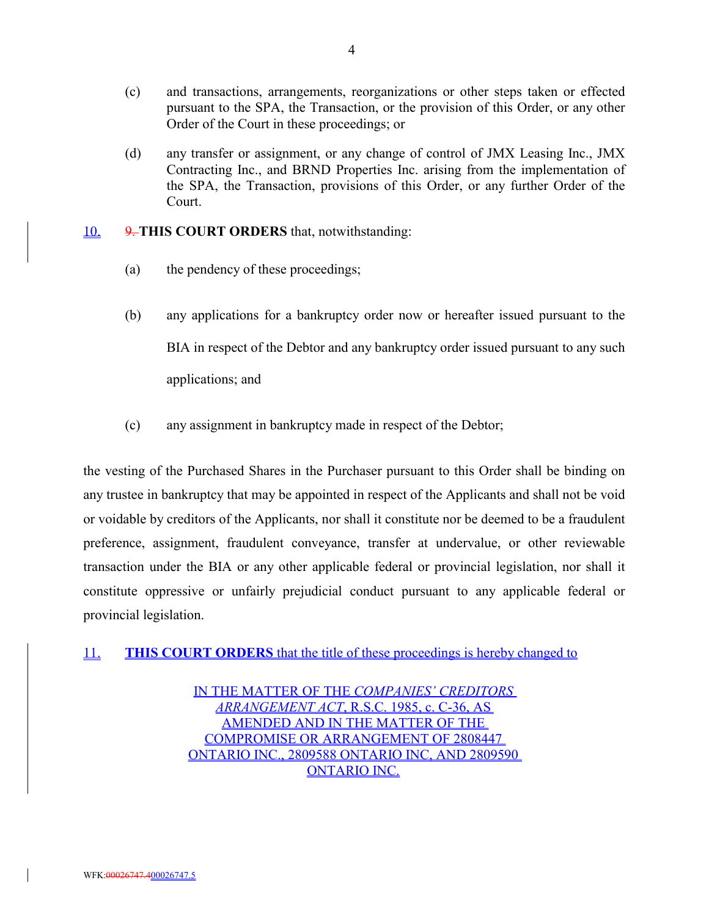(c) and transactions, arrangements, reorganizations or other steps taken or effected pursuant to the SPA, the Transaction, or the provision of this Order, or any other Order of the Court in these proceedings; or

(d) any transfer or assignment, or any change of control of JMX Leasing Inc., JMX Contracting Inc., and BRND Properties Inc. arising from the implementation of the SPA, the Transaction, provisions of this Order, or any further Order of the Court.

10. ~~9.~~ **THIS COURT ORDERS** that, notwithstanding:

(a) the pendency of these proceedings;

(b) any applications for a bankruptcy order now or hereafter issued pursuant to the BIA in respect of the Debtor and any bankruptcy order issued pursuant to any such applications; and

(c) any assignment in bankruptcy made in respect of the Debtor;

the vesting of the Purchased Shares in the Purchaser pursuant to this Order shall be binding on any trustee in bankruptcy that may be appointed in respect of the Applicants and shall not be void or voidable by creditors of the Applicants, nor shall it constitute nor be deemed to be a fraudulent preference, assignment, fraudulent conveyance, transfer at undervalue, or other reviewable transaction under the BIA or any other applicable federal or provincial legislation, nor shall it constitute oppressive or unfairly prejudicial conduct pursuant to any applicable federal or provincial legislation.

11. **THIS COURT ORDERS** that the title of these proceedings is hereby changed to

IN THE MATTER OF THE *COMPANIES' CREDITORS ARRANGEMENT ACT*, R.S.C. 1985, c. C-36, AS AMENDED AND IN THE MATTER OF THE COMPROMISE OR ARRANGEMENT OF 2808447 ONTARIO INC., 2809588 ONTARIO INC, AND 2809590 ONTARIO INC.

WFK:~~00026747.4~~00026747.5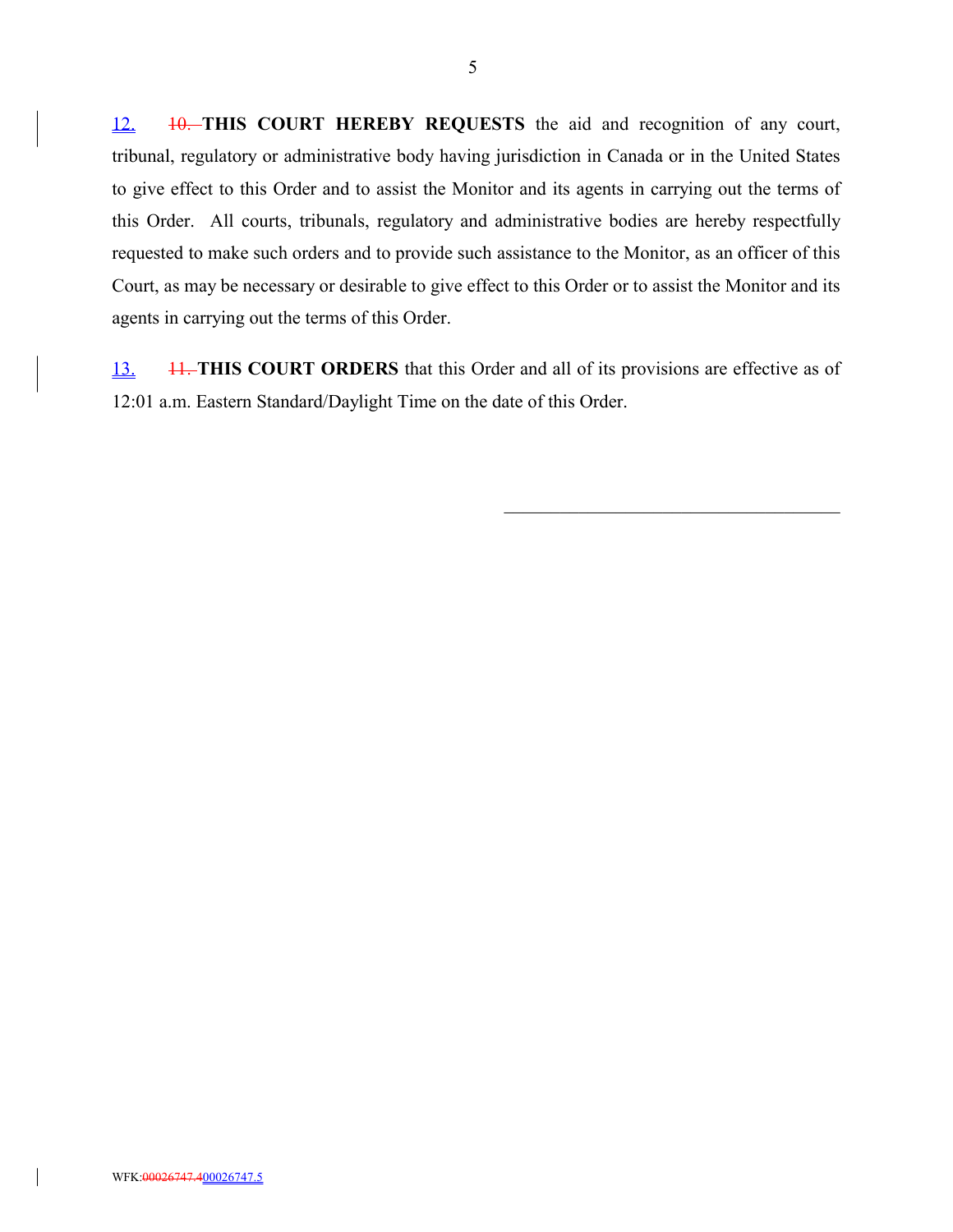12. ~~10.~~ **THIS COURT HEREBY REQUESTS** the aid and recognition of any court, tribunal, regulatory or administrative body having jurisdiction in Canada or in the United States to give effect to this Order and to assist the Monitor and its agents in carrying out the terms of this Order. All courts, tribunals, regulatory and administrative bodies are hereby respectfully requested to make such orders and to provide such assistance to the Monitor, as an officer of this Court, as may be necessary or desirable to give effect to this Order or to assist the Monitor and its agents in carrying out the terms of this Order.

13. ~~11.~~ **THIS COURT ORDERS** that this Order and all of its provisions are effective as of 12:01 a.m. Eastern Standard/Daylight Time on the date of this Order.

\_\_\_\_\_\_\_\_\_\_\_\_\_\_\_\_\_\_\_\_\_\_\_\_\_\_\_\_\_\_\_\_\_\_\_\_\_\_\_\_

WFK:~~00026747.4~~00026747.5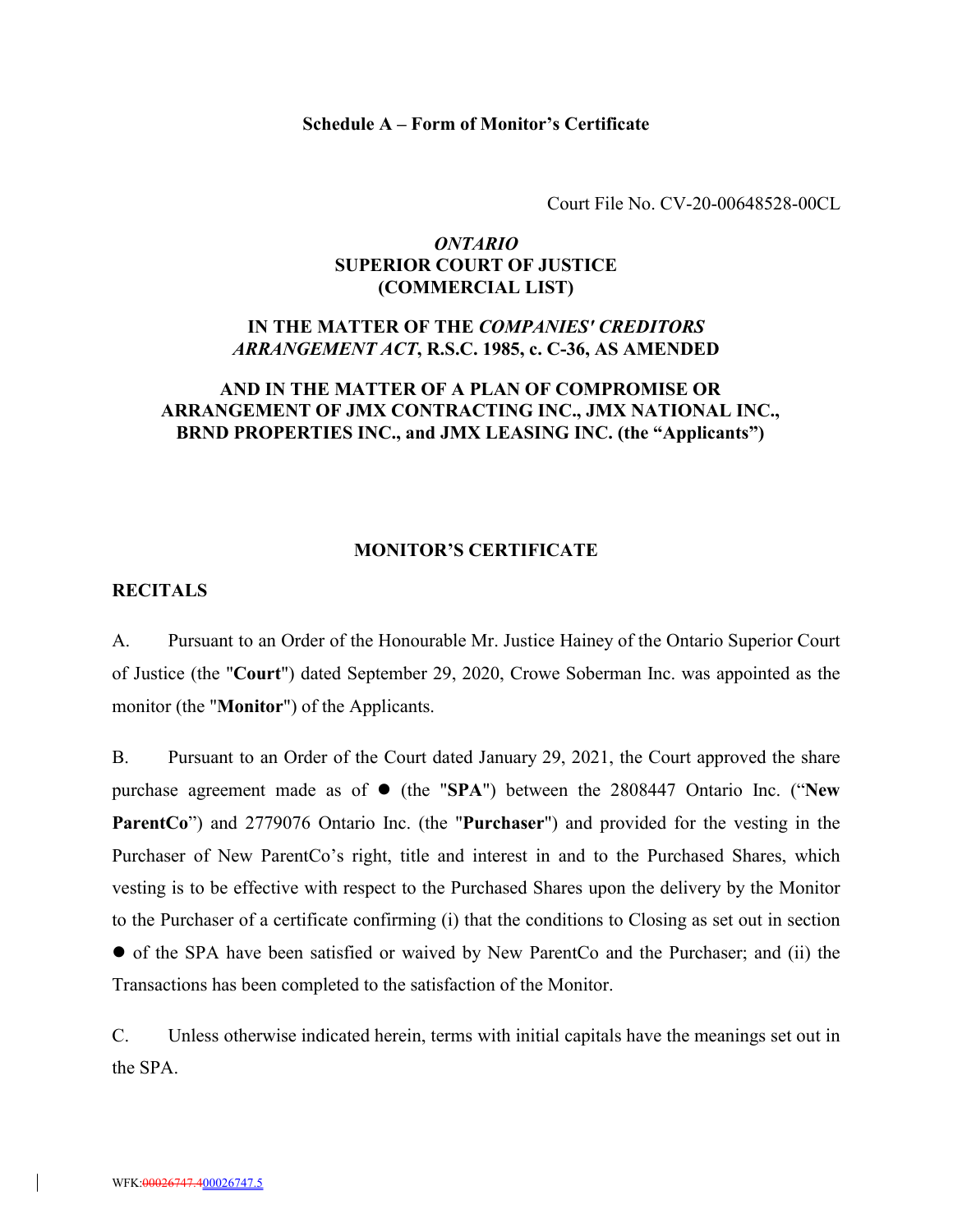**Schedule A – Form of Monitor's Certificate**

Court File No. CV-20-00648528-00CL

***ONTARIO***
**SUPERIOR COURT OF JUSTICE**
**(COMMERCIAL LIST)**

**IN THE MATTER OF THE *COMPANIES' CREDITORS ARRANGEMENT ACT*, R.S.C. 1985, c. C-36, AS AMENDED**

**AND IN THE MATTER OF A PLAN OF COMPROMISE OR ARRANGEMENT OF JMX CONTRACTING INC., JMX NATIONAL INC., BRND PROPERTIES INC., and JMX LEASING INC. (the "Applicants")**

**MONITOR'S CERTIFICATE**

**RECITALS**

A. Pursuant to an Order of the Honourable Mr. Justice Hainey of the Ontario Superior Court of Justice (the "**Court**") dated September 29, 2020, Crowe Soberman Inc. was appointed as the monitor (the "**Monitor**") of the Applicants.

B. Pursuant to an Order of the Court dated January 29, 2021, the Court approved the share purchase agreement made as of ● (the "**SPA**") between the 2808447 Ontario Inc. ("**New ParentCo**") and 2779076 Ontario Inc. (the "**Purchaser**") and provided for the vesting in the Purchaser of New ParentCo's right, title and interest in and to the Purchased Shares, which vesting is to be effective with respect to the Purchased Shares upon the delivery by the Monitor to the Purchaser of a certificate confirming (i) that the conditions to Closing as set out in section ● of the SPA have been satisfied or waived by New ParentCo and the Purchaser; and (ii) the Transactions has been completed to the satisfaction of the Monitor.

C. Unless otherwise indicated herein, terms with initial capitals have the meanings set out in the SPA.

WFK:~~00026747.4~~00026747.5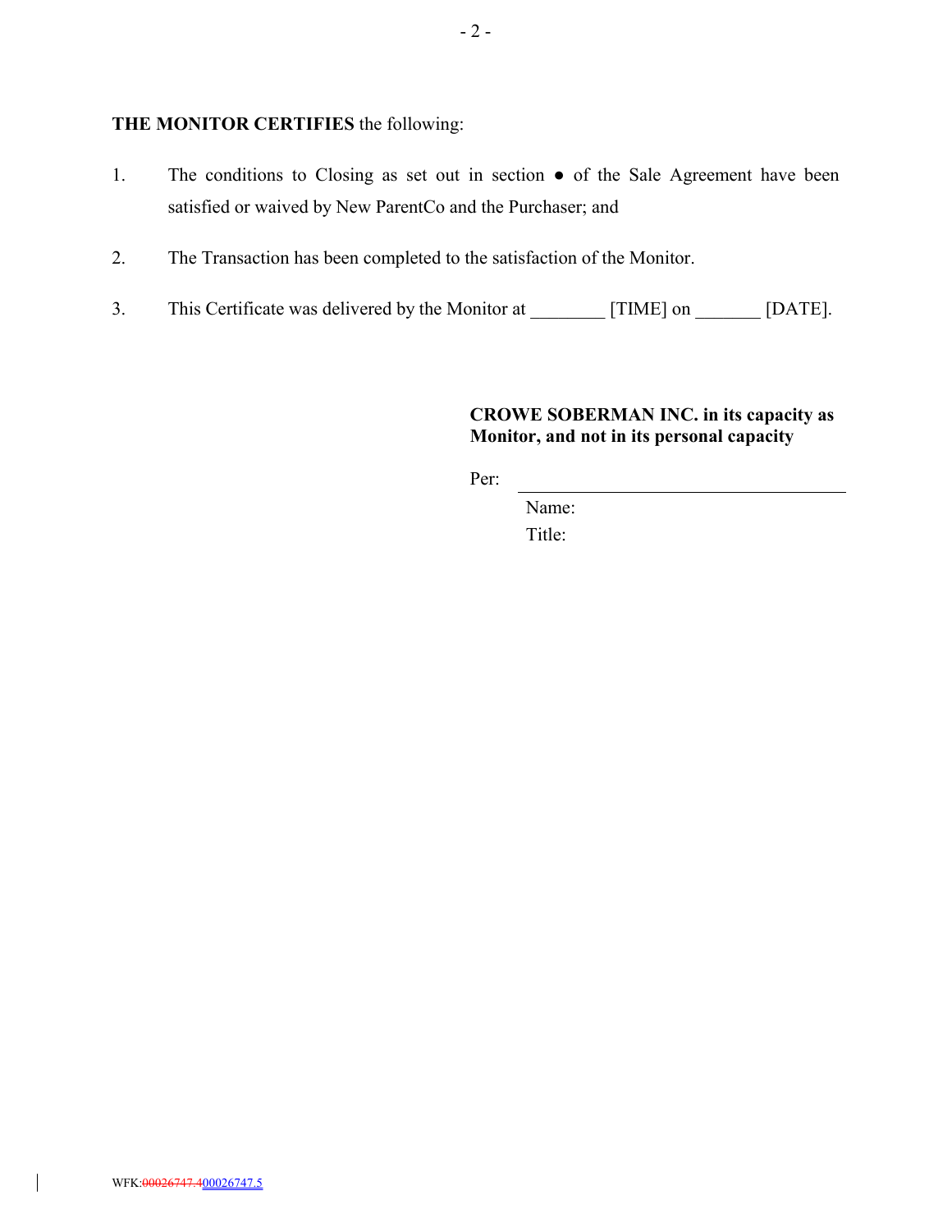**THE MONITOR CERTIFIES** the following:

1. The conditions to Closing as set out in section ● of the Sale Agreement have been satisfied or waived by New ParentCo and the Purchaser; and

2. The Transaction has been completed to the satisfaction of the Monitor.

3. This Certificate was delivered by the Monitor at ________ [TIME] on _______ [DATE].

**CROWE SOBERMAN INC. in its capacity as Monitor, and not in its personal capacity**

Per: ________________________________

Name:

Title:

WFK:~~00026747.4~~00026747.5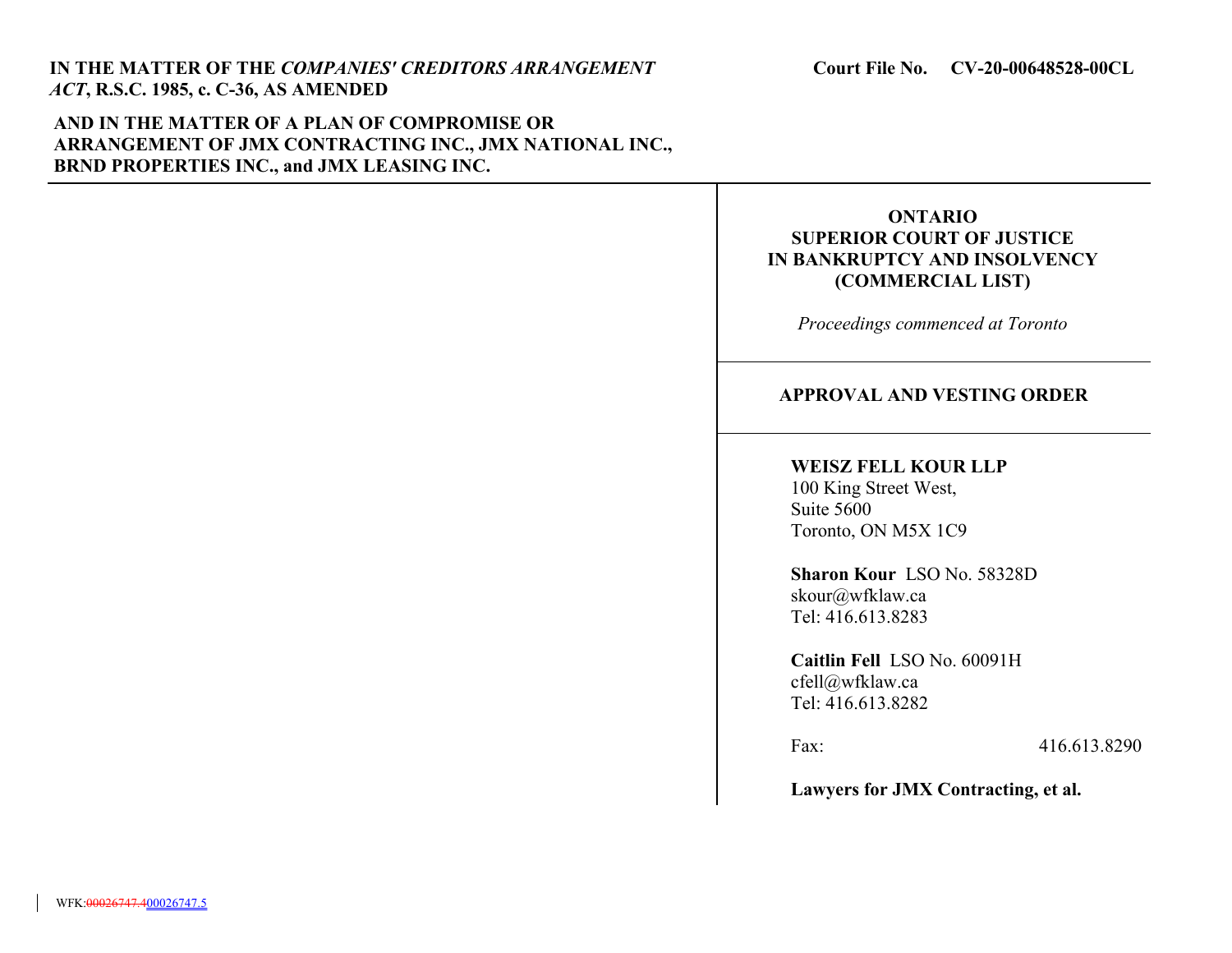**IN THE MATTER OF THE *COMPANIES' CREDITORS ARRANGEMENT ACT*, R.S.C. 1985, c. C-36, AS AMENDED**

**AND IN THE MATTER OF A PLAN OF COMPROMISE OR ARRANGEMENT OF JMX CONTRACTING INC., JMX NATIONAL INC., BRND PROPERTIES INC., and JMX LEASING INC.**

**Court File No. CV-20-00648528-00CL**

**ONTARIO**
**SUPERIOR COURT OF JUSTICE**
**IN BANKRUPTCY AND INSOLVENCY**
**(COMMERCIAL LIST)**

*Proceedings commenced at Toronto*

**APPROVAL AND VESTING ORDER**

**WEISZ FELL KOUR LLP**
100 King Street West,
Suite 5600
Toronto, ON M5X 1C9

**Sharon Kour** LSO No. 58328D
skour@wfklaw.ca
Tel: 416.613.8283

**Caitlin Fell** LSO No. 60091H
cfell@wfklaw.ca
Tel: 416.613.8282

Fax: 416.613.8290

**Lawyers for JMX Contracting, et al.**

WFK:~~00026747.4~~00026747.5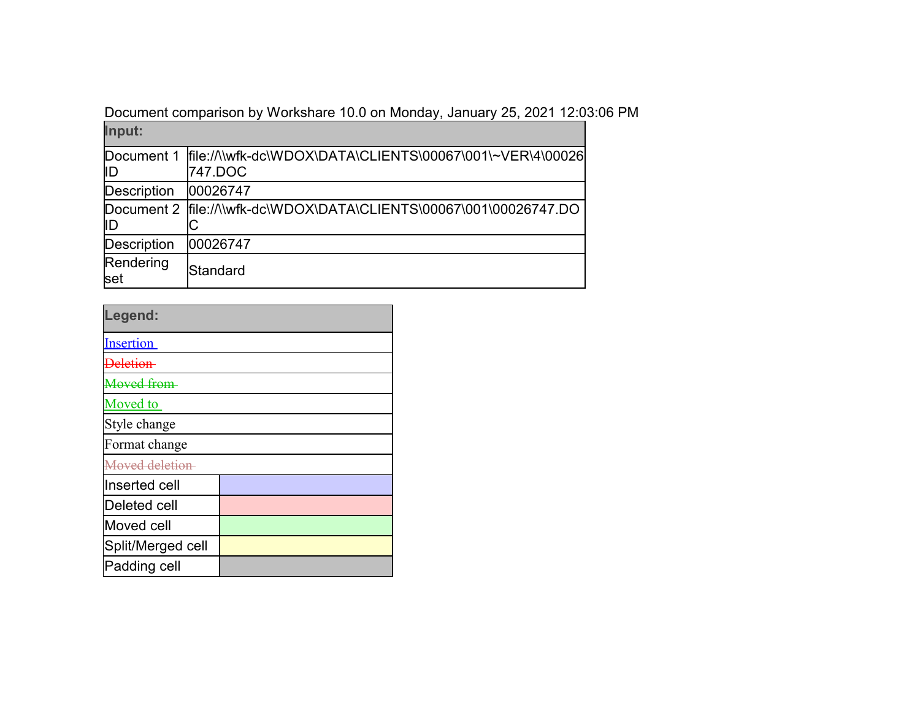Document comparison by Workshare 10.0 on Monday, January 25, 2021 12:03:06 PM

| Input: | |
|---|---|
| Document 1 ID | file://\\wfk-dc\WDOX\DATA\CLIENTS\00067\001\~VER\4\00026747.DOC |
| Description | 00026747 |
| Document 2 ID | file://\\wfk-dc\WDOX\DATA\CLIENTS\00067\001\00026747.DOC |
| Description | 00026747 |
| Rendering set | Standard |

| Legend: | |
|---|---|
| Insertion | |
| ~~Deletion~~ | |
| ~~Moved from~~ | |
| Moved to | |
| Style change | |
| Format change | |
| ~~Moved deletion~~ | |
| Inserted cell | |
| Deleted cell | |
| Moved cell | |
| Split/Merged cell | |
| Padding cell | |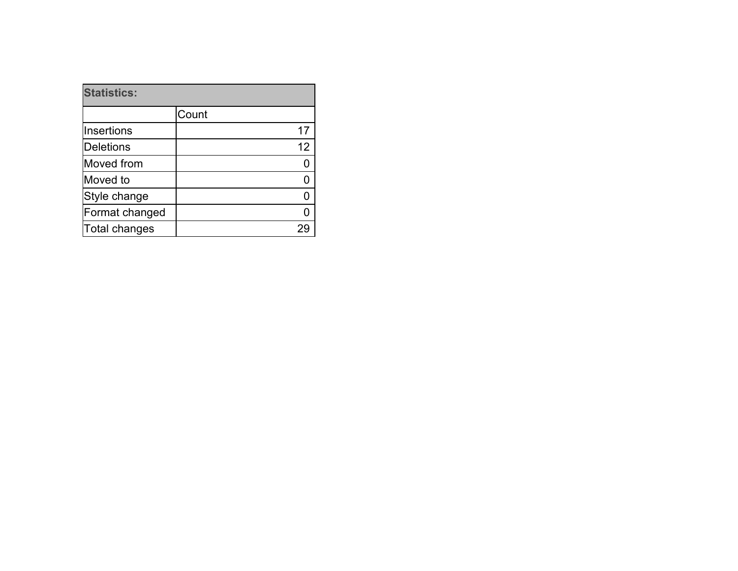| Statistics: | |
|---|---|
| | Count |
| Insertions | 17 |
| Deletions | 12 |
| Moved from | 0 |
| Moved to | 0 |
| Style change | 0 |
| Format changed | 0 |
| Total changes | 29 |